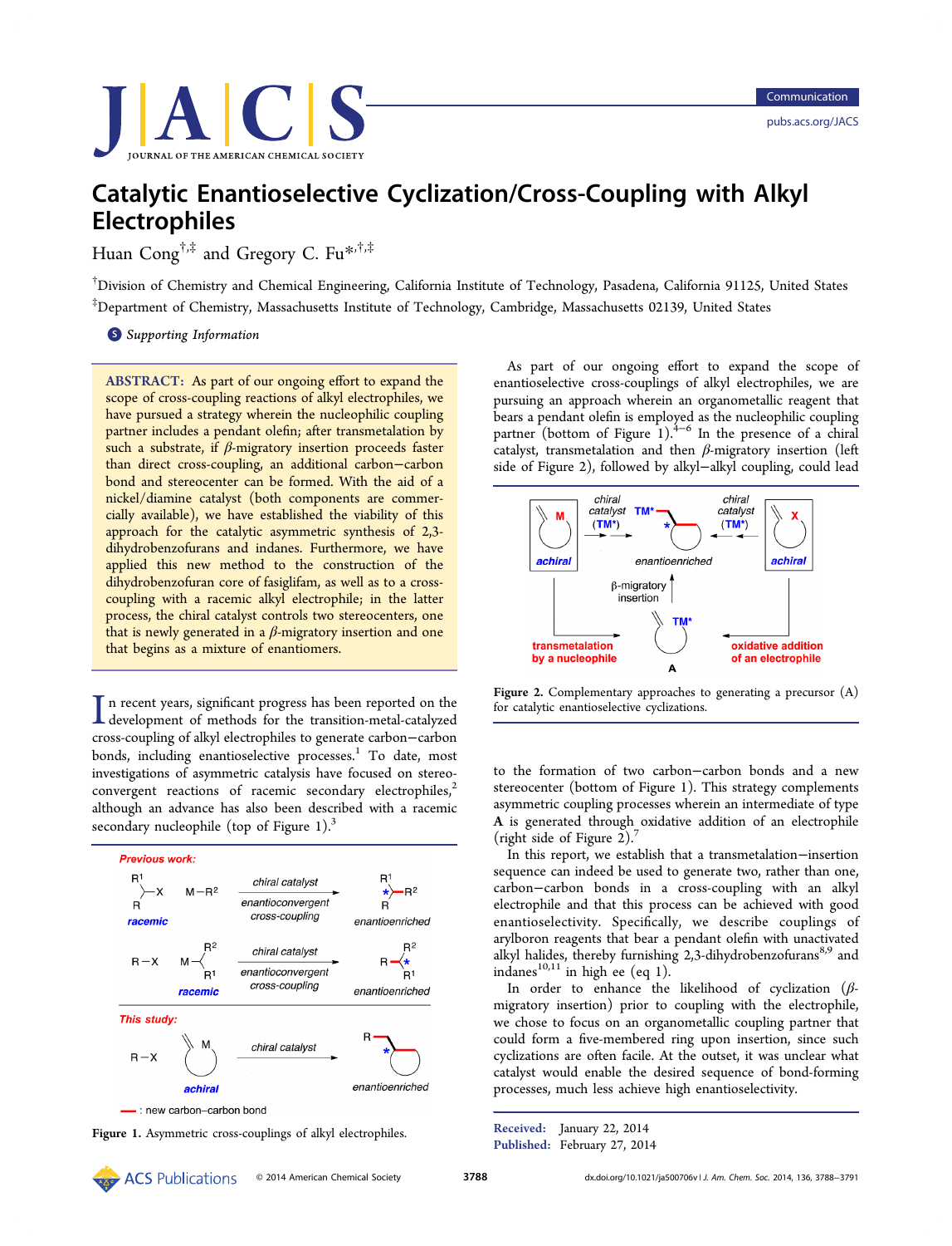# Catalytic Enantioselective Cyclization/Cross-Coupling with Alkyl Electrophiles

Huan Cong[†,‡] and Gregory C. Fu*[,†,‡]

[†]Division of Chemistry and Chemical Engineering, California Institute of Technology, Pasadena, California 91125, United States

[‡]Department of Chemistry, Massachusetts Institute of Technology, Cambridge, Massachusetts 02139, United States

Supporting Information

**ABSTRACT:** As part of our ongoing effort to expand the scope of cross-coupling reactions of alkyl electrophiles, we have pursued a strategy wherein the nucleophilic coupling partner includes a pendant olefin; after transmetalation by such a substrate, if $\beta$-migratory insertion proceeds faster than direct cross-coupling, an additional carbon−carbon bond and stereocenter can be formed. With the aid of a nickel/diamine catalyst (both components are commercially available), we have established the viability of this approach for the catalytic asymmetric synthesis of 2,3-dihydrobenzofurans and indanes. Furthermore, we have applied this new method to the construction of the dihydrobenzofuran core of fasiglifam, as well as to a cross-coupling with a racemic alkyl electrophile; in the latter process, the chiral catalyst controls two stereocenters, one that is newly generated in a $\beta$-migratory insertion and one that begins as a mixture of enantiomers.

In recent years, significant progress has been reported on the development of methods for the transition-metal-catalyzed cross-coupling of alkyl electrophiles to generate carbon−carbon bonds, including enantioselective processes.[1] To date, most investigations of asymmetric catalysis have focused on stereoconvergent reactions of racemic secondary electrophiles,[2] although an advance has also been described with a racemic secondary nucleophile (top of Figure 1).[3]

Figure 1. Asymmetric cross-couplings of alkyl electrophiles.

As part of our ongoing effort to expand the scope of enantioselective cross-couplings of alkyl electrophiles, we are pursuing an approach wherein an organometallic reagent that bears a pendant olefin is employed as the nucleophilic coupling partner (bottom of Figure 1).[4−6] In the presence of a chiral catalyst, transmetalation and then $\beta$-migratory insertion (left side of Figure 2), followed by alkyl−alkyl coupling, could lead to the formation of two carbon−carbon bonds and a new stereocenter (bottom of Figure 1). This strategy complements asymmetric coupling processes wherein an intermediate of type **A** is generated through oxidative addition of an electrophile (right side of Figure 2).[7]

Figure 2. Complementary approaches to generating a precursor (A) for catalytic enantioselective cyclizations.

In this report, we establish that a transmetalation−insertion sequence can indeed be used to generate two, rather than one, carbon−carbon bonds in a cross-coupling with an alkyl electrophile and that this process can be achieved with good enantioselectivity. Specifically, we describe couplings of arylboron reagents that bear a pendant olefin with unactivated alkyl halides, thereby furnishing 2,3-dihydrobenzofurans[8,9] and indanes[10,11] in high ee (eq 1).

In order to enhance the likelihood of cyclization ($\beta$-migratory insertion) prior to coupling with the electrophile, we chose to focus on an organometallic coupling partner that could form a five-membered ring upon insertion, since such cyclizations are often facile. At the outset, it was unclear what catalyst would enable the desired sequence of bond-forming processes, much less achieve high enantioselectivity.

Received: January 22, 2014
Published: February 27, 2014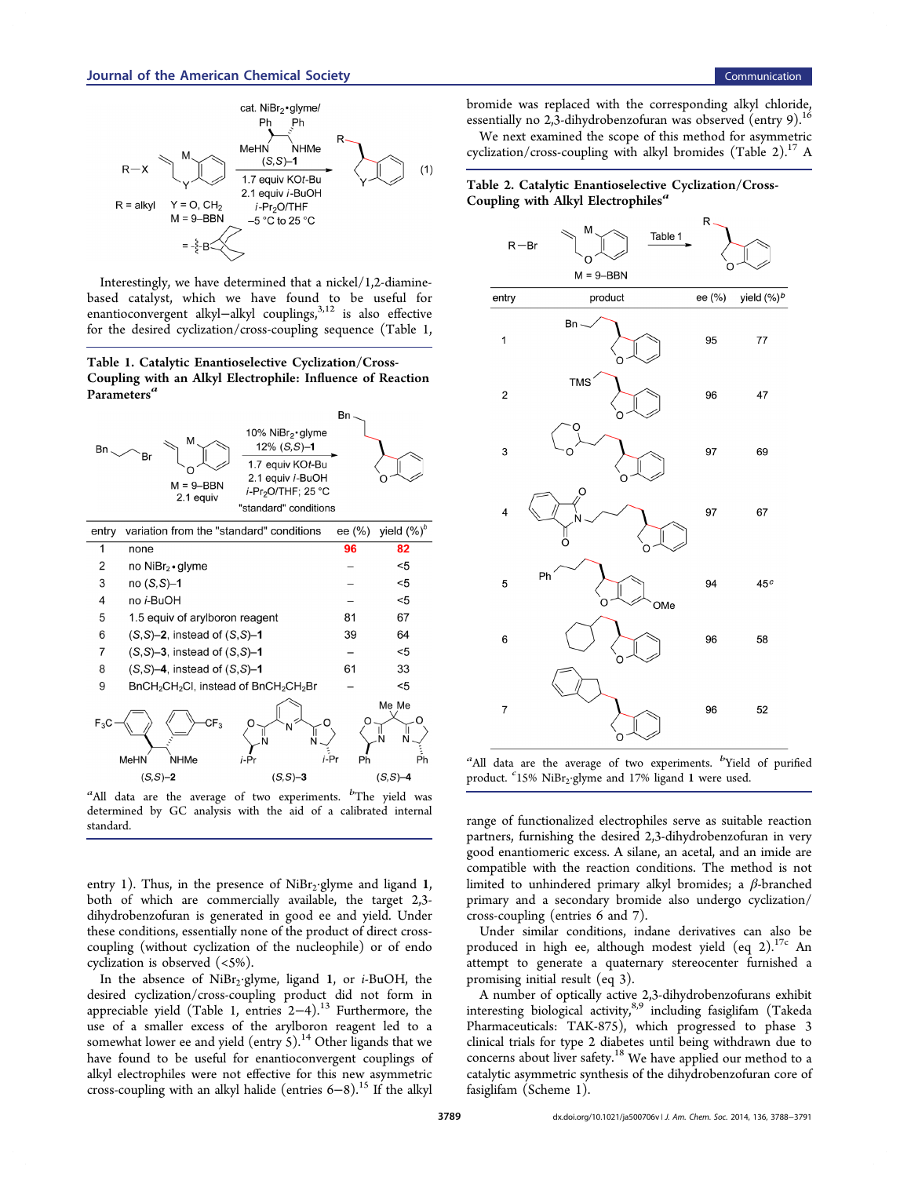Interestingly, we have determined that a nickel/1,2-diamine-based catalyst, which we have found to be useful for enantioconvergent alkyl–alkyl couplings,[3,12] is also effective for the desired cyclization/cross-coupling sequence (Table 1, entry 1). Thus, in the presence of NiBr$_2$·glyme and ligand **1**, both of which are commercially available, the target 2,3-dihydrobenzofuran is generated in good ee and yield. Under these conditions, essentially none of the product of direct cross-coupling (without cyclization of the nucleophile) or of endo cyclization is observed (<5%).

**Table 1. Catalytic Enantioselective Cyclization/Cross-Coupling with an Alkyl Electrophile: Influence of Reaction Parameters**[a]

"standard" conditions: 10% NiBr$_2$·glyme, 12% (*S*,*S*)-**1**, 1.7 equiv KO*t*-Bu, 2.1 equiv *i*-BuOH, *i*-Pr$_2$O/THF; 25 °C; arylboron reagent (M = 9-BBN), 2.1 equiv

| entry | variation from the "standard" conditions | ee (%) | yield (%)[b] |
|---|---|---|---|
| 1 | none | **96** | **82** |
| 2 | no NiBr$_2$·glyme | – | <5 |
| 3 | no (*S*,*S*)-**1** | – | <5 |
| 4 | no *i*-BuOH | – | <5 |
| 5 | 1.5 equiv of arylboron reagent | 81 | 67 |
| 6 | (*S*,*S*)-**2**, instead of (*S*,*S*)-**1** | 39 | 64 |
| 7 | (*S*,*S*)-**3**, instead of (*S*,*S*)-**1** | – | <5 |
| 8 | (*S*,*S*)-**4**, instead of (*S*,*S*)-**1** | 61 | 33 |
| 9 | BnCH$_2$CH$_2$Cl, instead of BnCH$_2$CH$_2$Br | – | <5 |

[a]All data are the average of two experiments. [b]The yield was determined by GC analysis with the aid of a calibrated internal standard.

In the absence of NiBr$_2$·glyme, ligand **1**, or *i*-BuOH, the desired cyclization/cross-coupling product did not form in appreciable yield (Table 1, entries 2–4).[13] Furthermore, the use of a smaller excess of the arylboron reagent led to a somewhat lower ee and yield (entry 5).[14] Other ligands that we have found to be useful for enantioconvergent couplings of alkyl electrophiles were not effective for this new asymmetric cross-coupling with an alkyl halide (entries 6–8).[15] If the alkyl bromide was replaced with the corresponding alkyl chloride, essentially no 2,3-dihydrobenzofuran was observed (entry 9).[16]

We next examined the scope of this method for asymmetric cyclization/cross-coupling with alkyl bromides (Table 2).[17] A range of functionalized electrophiles serve as suitable reaction partners, furnishing the desired 2,3-dihydrobenzofuran in very good enantiomeric excess. A silane, an acetal, and an imide are compatible with the reaction conditions. The method is not limited to unhindered primary alkyl bromides; a *β*-branched primary and a secondary bromide also undergo cyclization/cross-coupling (entries 6 and 7).

**Table 2. Catalytic Enantioselective Cyclization/Cross-Coupling with Alkyl Electrophiles**[a]

| entry | product | ee (%) | yield (%)[b] |
|---|---|---|---|
| 1 | R = BnCH$_2$CH$_2$ | 95 | 77 |
| 2 | R = TMSCH$_2$CH$_2$ | 96 | 47 |
| 3 | R = (1,3-dioxan-2-yl)CH$_2$CH$_2$ | 97 | 69 |
| 4 | R = PhthN(CH$_2$)$_4$ | 97 | 67 |
| 5 | R = BnCH$_2$CH$_2$ (OMe-substituted) | 94 | 45[c] |
| 6 | R = cyclohexylmethyl | 96 | 58 |
| 7 | R = 2-indanyl | 96 | 52 |

[a]All data are the average of two experiments. [b]Yield of purified product. [c]15% NiBr$_2$·glyme and 17% ligand **1** were used.

Under similar conditions, indane derivatives can also be produced in high ee, although modest yield (eq 2).[17c] An attempt to generate a quaternary stereocenter furnished a promising initial result (eq 3).

A number of optically active 2,3-dihydrobenzofurans exhibit interesting biological activity,[8,9] including fasiglifam (Takeda Pharmaceuticals: TAK-875), which progressed to phase 3 clinical trials for type 2 diabetes until being withdrawn due to concerns about liver safety.[18] We have applied our method to a catalytic asymmetric synthesis of the dihydrobenzofuran core of fasiglifam (Scheme 1).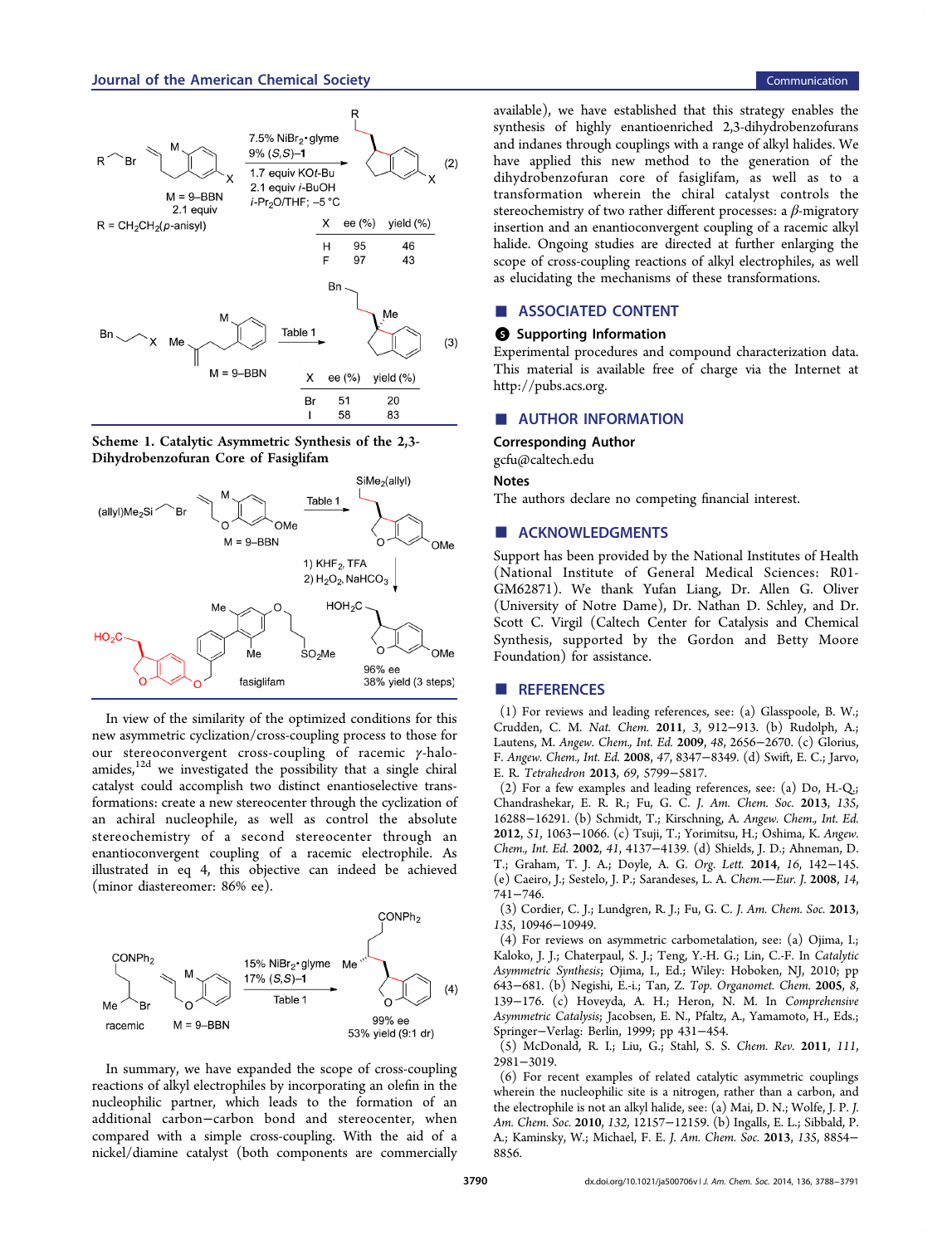| X | ee (%) | yield (%) |
|---|---|---|
| H | 95 | 46 |
| F | 97 | 43 |

(2)

| X | ee (%) | yield (%) |
|---|---|---|
| Br | 51 | 20 |
| I | 58 | 83 |

(3)

**Scheme 1. Catalytic Asymmetric Synthesis of the 2,3-Dihydrobenzofuran Core of Fasiglifam**

In view of the similarity of the optimized conditions for this new asymmetric cyclization/cross-coupling process to those for our stereoconvergent cross-coupling of racemic γ-haloamides,[12d] we investigated the possibility that a single chiral catalyst could accomplish two distinct enantioselective transformations: create a new stereocenter through the cyclization of an achiral nucleophile, as well as control the absolute stereochemistry of a second stereocenter through an enantioconvergent coupling of a racemic electrophile. As illustrated in eq 4, this objective can indeed be achieved (minor diastereomer: 86% ee).

(4)

In summary, we have expanded the scope of cross-coupling reactions of alkyl electrophiles by incorporating an olefin in the nucleophilic partner, which leads to the formation of an additional carbon–carbon bond and stereocenter, when compared with a simple cross-coupling. With the aid of a nickel/diamine catalyst (both components are commercially available), we have established that this strategy enables the synthesis of highly enantioenriched 2,3-dihydrobenzofurans and indanes through couplings with a range of alkyl halides. We have applied this new method to the generation of the dihydrobenzofuran core of fasiglifam, as well as to a transformation wherein the chiral catalyst controls the stereochemistry of two rather different processes: a β-migratory insertion and an enantioconvergent coupling of a racemic alkyl halide. Ongoing studies are directed at further enlarging the scope of cross-coupling reactions of alkyl electrophiles, as well as elucidating the mechanisms of these transformations.

## ■ ASSOCIATED CONTENT

### Supporting Information

Experimental procedures and compound characterization data. This material is available free of charge via the Internet at http://pubs.acs.org.

## ■ AUTHOR INFORMATION

### Corresponding Author

gcfu@caltech.edu

### Notes

The authors declare no competing financial interest.

## ■ ACKNOWLEDGMENTS

Support has been provided by the National Institutes of Health (National Institute of General Medical Sciences: R01-GM62871). We thank Yufan Liang, Dr. Allen G. Oliver (University of Notre Dame), Dr. Nathan D. Schley, and Dr. Scott C. Virgil (Caltech Center for Catalysis and Chemical Synthesis, supported by the Gordon and Betty Moore Foundation) for assistance.

## ■ REFERENCES

(1) For reviews and leading references, see: (a) Glasspoole, B. W.; Crudden, C. M. *Nat. Chem.* **2011**, *3*, 912–913. (b) Rudolph, A.; Lautens, M. *Angew. Chem., Int. Ed.* **2009**, *48*, 2656–2670. (c) Glorius, F. *Angew. Chem., Int. Ed.* **2008**, *47*, 8347–8349. (d) Swift, E. C.; Jarvo, E. R. *Tetrahedron* **2013**, *69*, 5799–5817.

(2) For a few examples and leading references, see: (a) Do, H.-Q.; Chandrashekar, E. R. R.; Fu, G. C. *J. Am. Chem. Soc.* **2013**, *135*, 16288–16291. (b) Schmidt, T.; Kirschning, A. *Angew. Chem., Int. Ed.* **2012**, *51*, 1063–1066. (c) Tsuji, T.; Yorimitsu, H.; Oshima, K. *Angew. Chem., Int. Ed.* **2002**, *41*, 4137–4139. (d) Shields, J. D.; Ahneman, D. T.; Graham, T. J. A.; Doyle, A. G. *Org. Lett.* **2014**, *16*, 142–145. (e) Caeiro, J.; Sestelo, J. P.; Sarandeses, L. A. *Chem.—Eur. J.* **2008**, *14*, 741–746.

(3) Cordier, C. J.; Lundgren, R. J.; Fu, G. C. *J. Am. Chem. Soc.* **2013**, *135*, 10946–10949.

(4) For reviews on asymmetric carbometalation, see: (a) Ojima, I.; Kaloko, J. J.; Chaterpaul, S. J.; Teng, Y.-H. G.; Lin, C.-F. In *Catalytic Asymmetric Synthesis*; Ojima, I., Ed.; Wiley: Hoboken, NJ, 2010; pp 643–681. (b) Negishi, E.-i.; Tan, Z. *Top. Organomet. Chem.* **2005**, *8*, 139–176. (c) Hoveyda, A. H.; Heron, N. M. In *Comprehensive Asymmetric Catalysis*; Jacobsen, E. N., Pfaltz, A., Yamamoto, H., Eds.; Springer–Verlag: Berlin, 1999; pp 431–454.

(5) McDonald, R. I.; Liu, G.; Stahl, S. S. *Chem. Rev.* **2011**, *111*, 2981–3019.

(6) For recent examples of related catalytic asymmetric couplings wherein the nucleophilic site is a nitrogen, rather than a carbon, and the electrophile is not an alkyl halide, see: (a) Mai, D. N.; Wolfe, J. P. *J. Am. Chem. Soc.* **2010**, *132*, 12157–12159. (b) Ingalls, E. L.; Sibbald, P. A.; Kaminsky, W.; Michael, F. E. *J. Am. Chem. Soc.* **2013**, *135*, 8854–8856.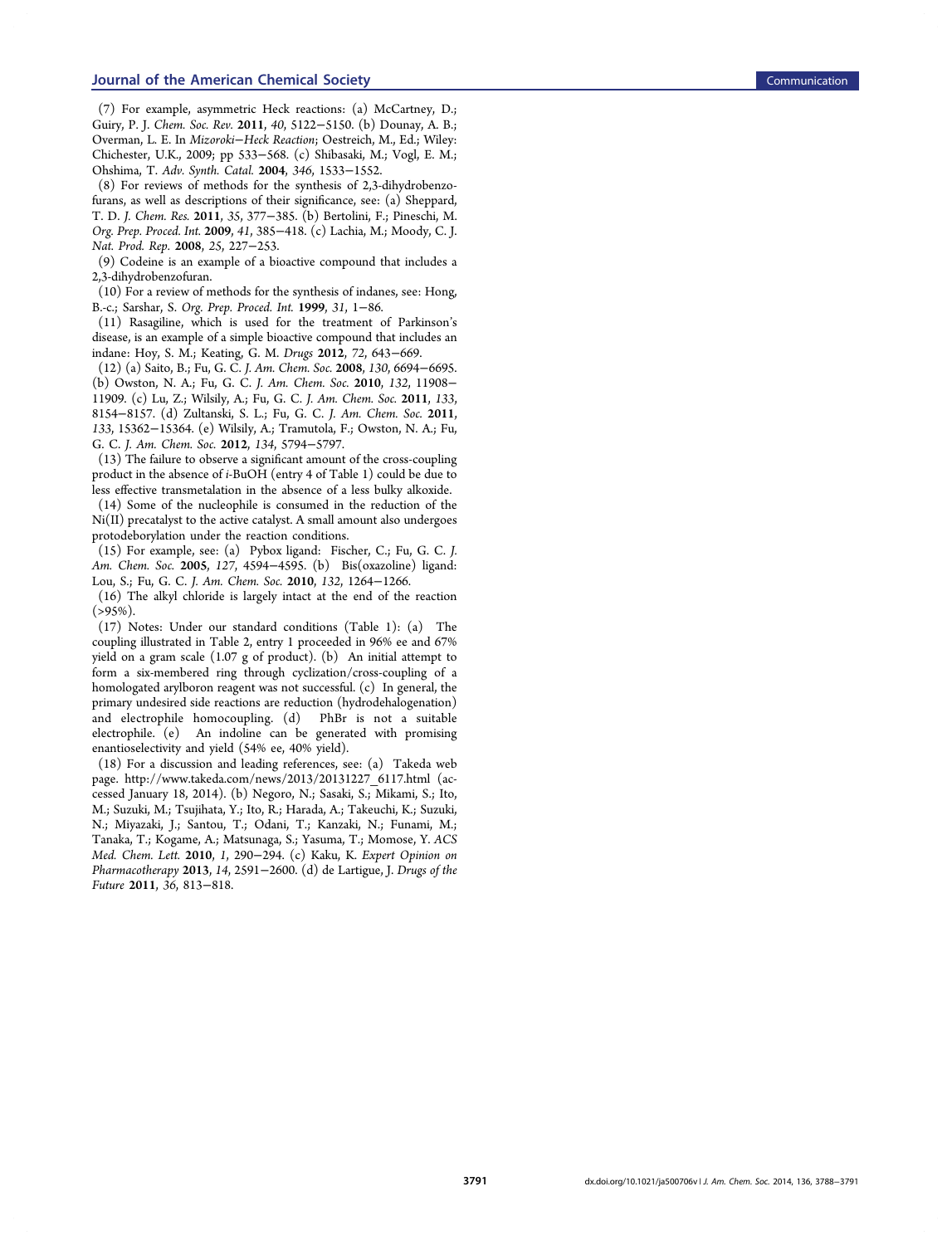(7) For example, asymmetric Heck reactions: (a) McCartney, D.; Guiry, P. J. *Chem. Soc. Rev.* **2011**, *40*, 5122−5150. (b) Dounay, A. B.; Overman, L. E. In *Mizoroki−Heck Reaction*; Oestreich, M., Ed.; Wiley: Chichester, U.K., 2009; pp 533−568. (c) Shibasaki, M.; Vogl, E. M.; Ohshima, T. *Adv. Synth. Catal.* **2004**, *346*, 1533−1552.

(8) For reviews of methods for the synthesis of 2,3-dihydrobenzofurans, as well as descriptions of their significance, see: (a) Sheppard, T. D. *J. Chem. Res.* **2011**, *35*, 377−385. (b) Bertolini, F.; Pineschi, M. *Org. Prep. Proced. Int.* **2009**, *41*, 385−418. (c) Lachia, M.; Moody, C. J. *Nat. Prod. Rep.* **2008**, *25*, 227−253.

(9) Codeine is an example of a bioactive compound that includes a 2,3-dihydrobenzofuran.

(10) For a review of methods for the synthesis of indanes, see: Hong, B.-c.; Sarshar, S. *Org. Prep. Proced. Int.* **1999**, *31*, 1−86.

(11) Rasagiline, which is used for the treatment of Parkinson's disease, is an example of a simple bioactive compound that includes an indane: Hoy, S. M.; Keating, G. M. *Drugs* **2012**, *72*, 643−669.

(12) (a) Saito, B.; Fu, G. C. *J. Am. Chem. Soc.* **2008**, *130*, 6694−6695. (b) Owston, N. A.; Fu, G. C. *J. Am. Chem. Soc.* **2010**, *132*, 11908−11909. (c) Lu, Z.; Wilsily, A.; Fu, G. C. *J. Am. Chem. Soc.* **2011**, *133*, 8154−8157. (d) Zultanski, S. L.; Fu, G. C. *J. Am. Chem. Soc.* **2011**, *133*, 15362−15364. (e) Wilsily, A.; Tramutola, F.; Owston, N. A.; Fu, G. C. *J. Am. Chem. Soc.* **2012**, *134*, 5794−5797.

(13) The failure to observe a significant amount of the cross-coupling product in the absence of *i*-BuOH (entry 4 of Table 1) could be due to less effective transmetalation in the absence of a less bulky alkoxide.

(14) Some of the nucleophile is consumed in the reduction of the Ni(II) precatalyst to the active catalyst. A small amount also undergoes protodeborylation under the reaction conditions.

(15) For example, see: (a) Pybox ligand: Fischer, C.; Fu, G. C. *J. Am. Chem. Soc.* **2005**, *127*, 4594−4595. (b) Bis(oxazoline) ligand: Lou, S.; Fu, G. C. *J. Am. Chem. Soc.* **2010**, *132*, 1264−1266.

(16) The alkyl chloride is largely intact at the end of the reaction (>95%).

(17) Notes: Under our standard conditions (Table 1): (a) The coupling illustrated in Table 2, entry 1 proceeded in 96% ee and 67% yield on a gram scale (1.07 g of product). (b) An initial attempt to form a six-membered ring through cyclization/cross-coupling of a homologated arylboron reagent was not successful. (c) In general, the primary undesired side reactions are reduction (hydrodehalogenation) and electrophile homocoupling. (d) PhBr is not a suitable electrophile. (e) An indoline can be generated with promising enantioselectivity and yield (54% ee, 40% yield).

(18) For a discussion and leading references, see: (a) Takeda web page. http://www.takeda.com/news/2013/20131227_6117.html (accessed January 18, 2014). (b) Negoro, N.; Sasaki, S.; Mikami, S.; Ito, M.; Suzuki, M.; Tsujihata, Y.; Ito, R.; Harada, A.; Takeuchi, K.; Suzuki, N.; Miyazaki, J.; Santou, T.; Odani, T.; Kanzaki, N.; Funami, M.; Tanaka, T.; Kogame, A.; Matsunaga, S.; Yasuma, T.; Momose, Y. *ACS Med. Chem. Lett.* **2010**, *1*, 290−294. (c) Kaku, K. *Expert Opinion on Pharmacotherapy* **2013**, *14*, 2591−2600. (d) de Lartigue, J. *Drugs of the Future* **2011**, *36*, 813−818.